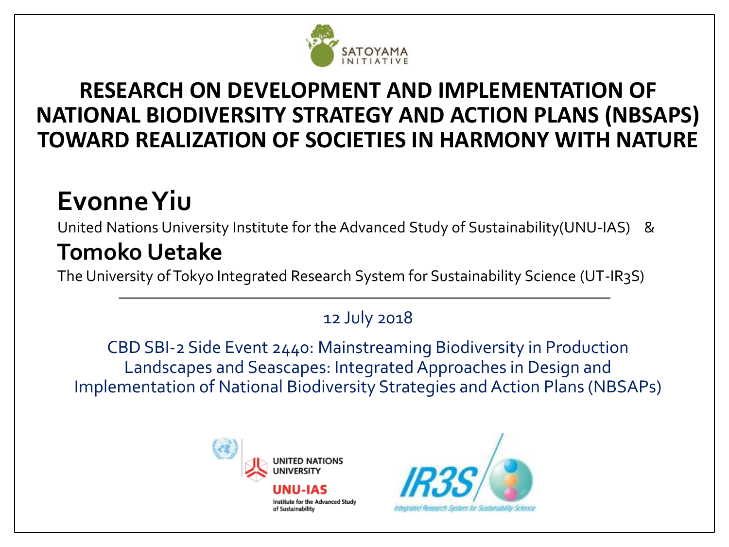# RESEARCH ON DEVELOPMENT AND IMPLEMENTATION OF NATIONAL BIODIVERSITY STRATEGY AND ACTION PLANS (NBSAPS) TOWARD REALIZATION OF SOCIETIES IN HARMONY WITH NATURE

## Evonne Yiu

United Nations University Institute for the Advanced Study of Sustainability(UNU-IAS) &

## Tomoko Uetake

The University of Tokyo Integrated Research System for Sustainability Science (UT-IR3S)

---

12 July 2018

CBD SBI-2 Side Event 2440: Mainstreaming Biodiversity in Production Landscapes and Seascapes: Integrated Approaches in Design and Implementation of National Biodiversity Strategies and Action Plans (NBSAPs)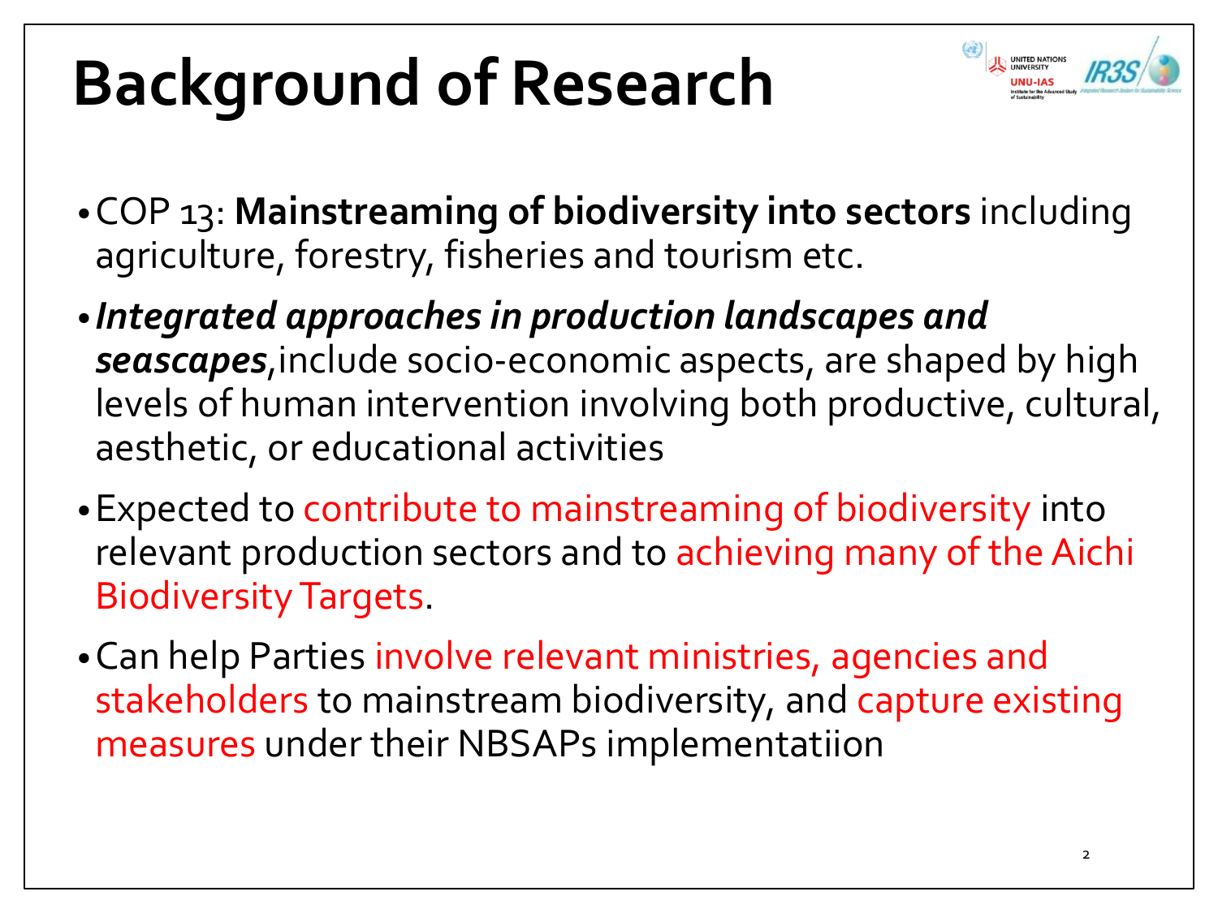# Background of Research

- COP 13: **Mainstreaming of biodiversity into sectors** including agriculture, forestry, fisheries and tourism etc.
- ***Integrated approaches in production landscapes and seascapes***,include socio-economic aspects, are shaped by high levels of human intervention involving both productive, cultural, aesthetic, or educational activities
- Expected to contribute to mainstreaming of biodiversity into relevant production sectors and to achieving many of the Aichi Biodiversity Targets.
- Can help Parties involve relevant ministries, agencies and stakeholders to mainstream biodiversity, and capture existing measures under their NBSAPs implementatiion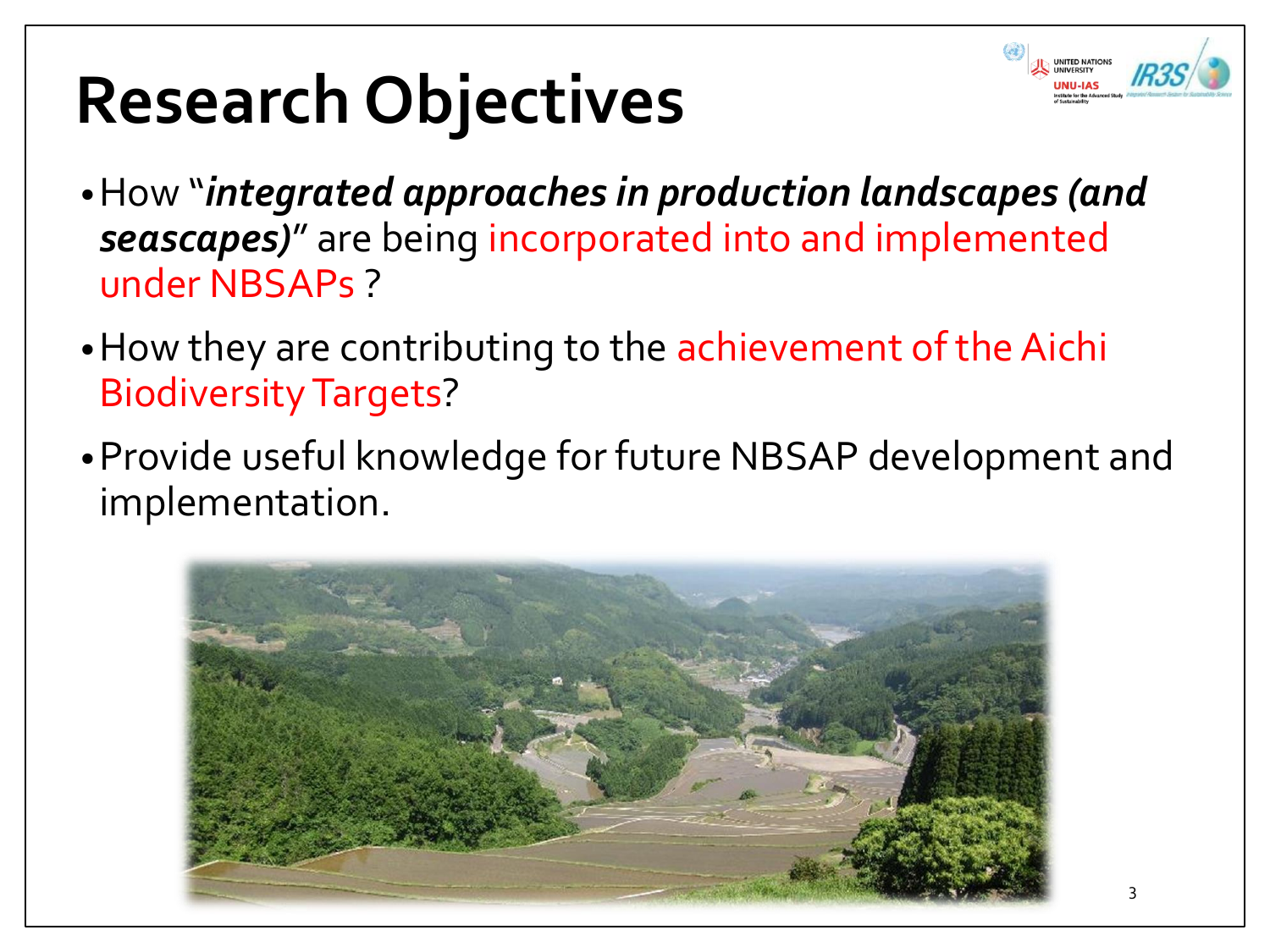# Research Objectives

- How "***integrated approaches in production landscapes (and seascapes)***" are being incorporated into and implemented under NBSAPs ?
- How they are contributing to the achievement of the Aichi Biodiversity Targets?
- Provide useful knowledge for future NBSAP development and implementation.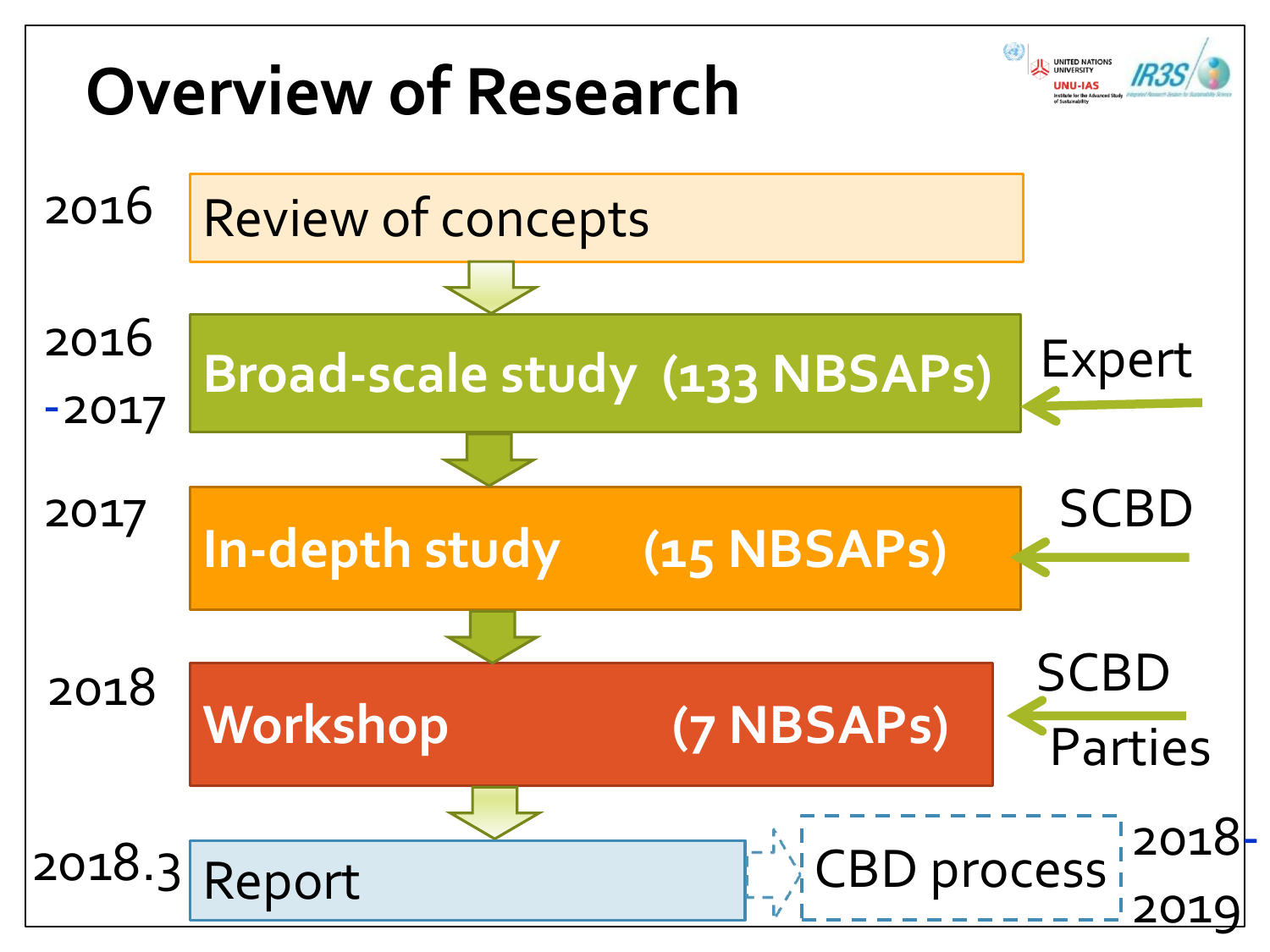# Overview of Research

| Period | Stage | Input |
|---|---|---|
| 2016 | Review of concepts | |
| 2016 -2017 | Broad-scale study (133 NBSAPs) | Expert |
| 2017 | In-depth study (15 NBSAPs) | SCBD |
| 2018 | Workshop (7 NBSAPs) | SCBD, Parties |
| 2018.3 | Report → CBD process (2018-2019) | |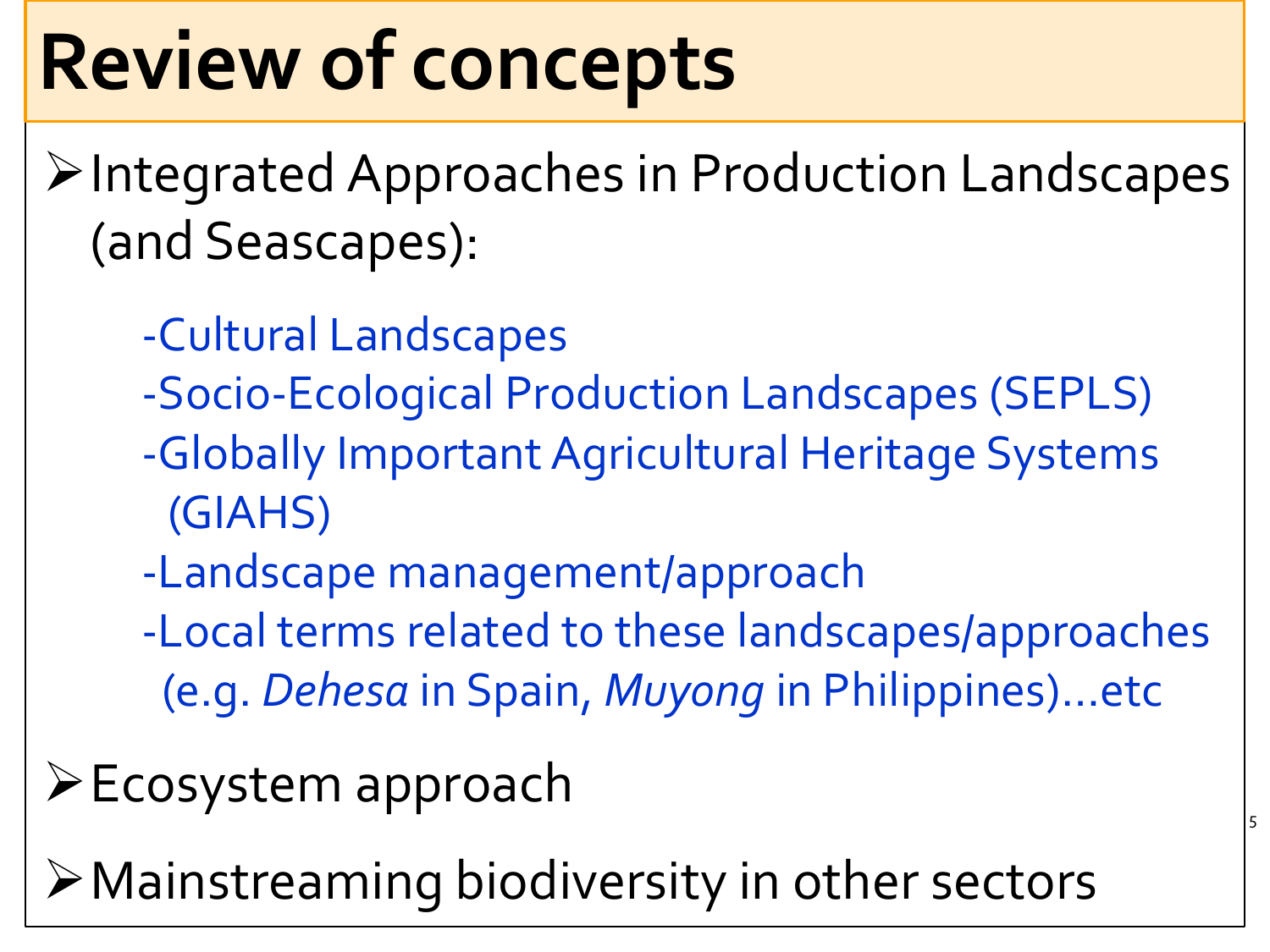# Review of concepts

- Integrated Approaches in Production Landscapes (and Seascapes):
  - -Cultural Landscapes
  - -Socio-Ecological Production Landscapes (SEPLS)
  - -Globally Important Agricultural Heritage Systems (GIAHS)
  - -Landscape management/approach
  - -Local terms related to these landscapes/approaches (e.g. *Dehesa* in Spain, *Muyong* in Philippines)…etc
- Ecosystem approach
- Mainstreaming biodiversity in other sectors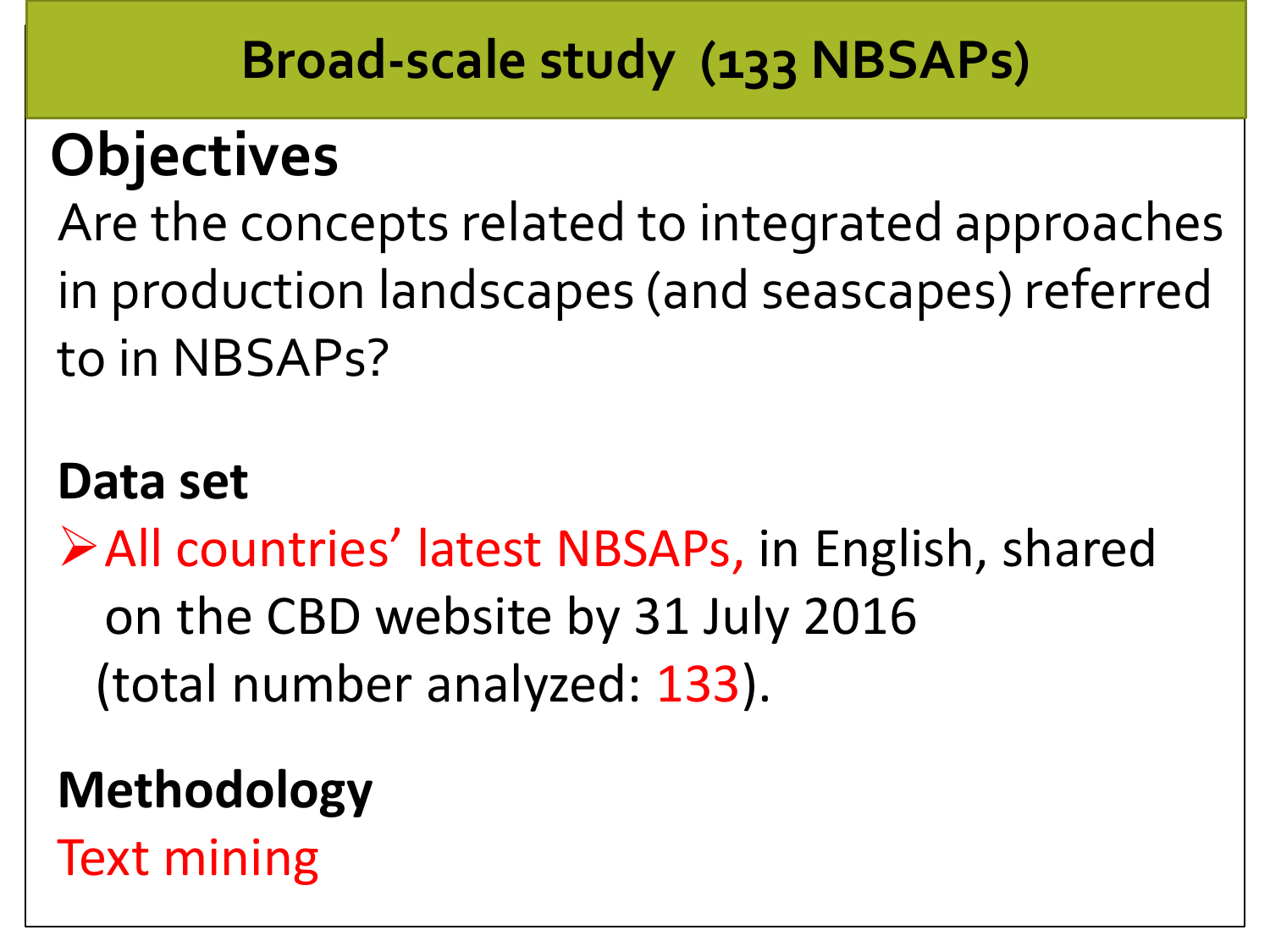# Broad-scale study (133 NBSAPs)

## Objectives

Are the concepts related to integrated approaches in production landscapes (and seascapes) referred to in NBSAPs?

### Data set

- All countries' latest NBSAPs, in English, shared on the CBD website by 31 July 2016 (total number analyzed: 133).

### Methodology

Text mining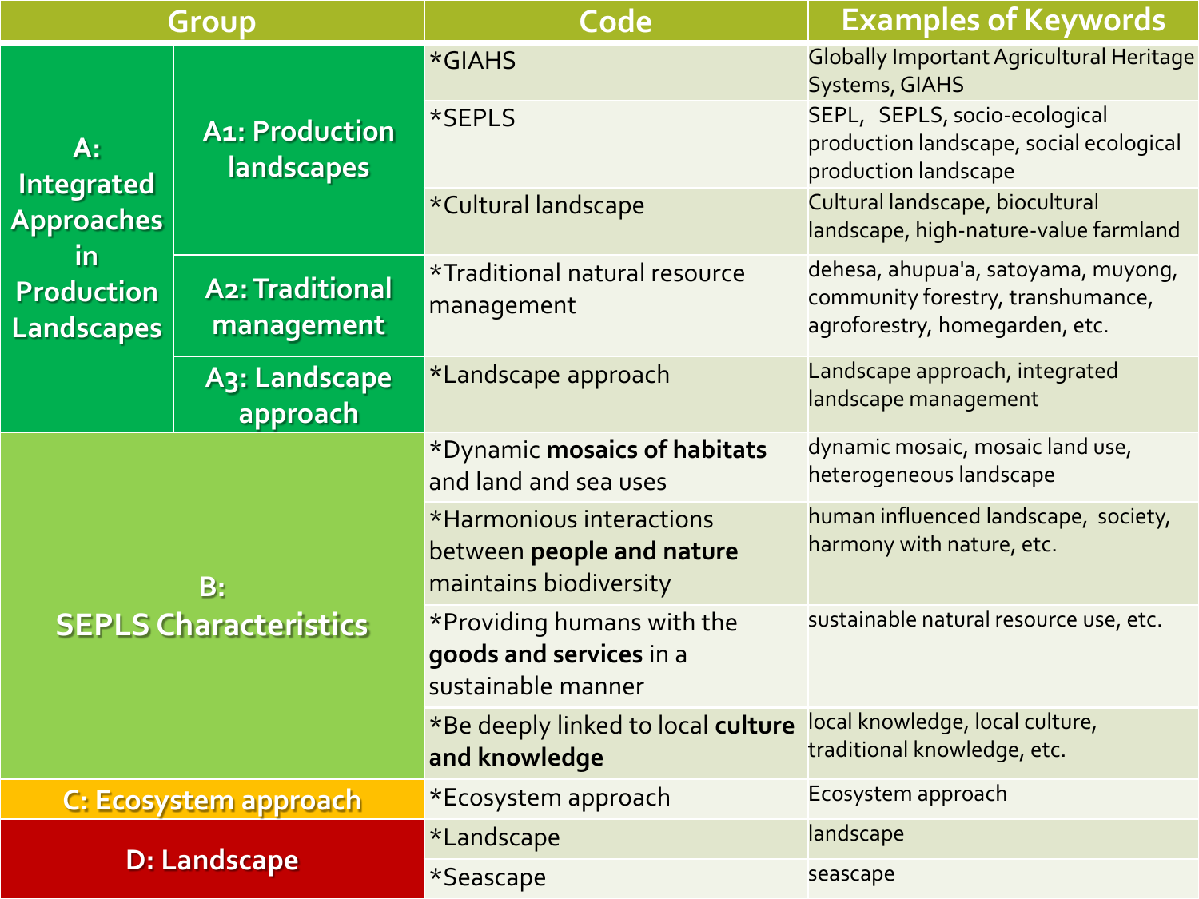| Group | | Code | Examples of Keywords |
| --- | --- | --- | --- |
| A: Integrated Approaches in Production Landscapes | A1: Production landscapes | *GIAHS | Globally Important Agricultural Heritage Systems, GIAHS |
| | | *SEPLS | SEPL, SEPLS, socio-ecological production landscape, social ecological production landscape |
| | | *Cultural landscape | Cultural landscape, biocultural landscape, high-nature-value farmland |
| | A2: Traditional management | *Traditional natural resource management | dehesa, ahupua'a, satoyama, muyong, community forestry, transhumance, agroforestry, homegarden, etc. |
| | A3: Landscape approach | *Landscape approach | Landscape approach, integrated landscape management |
| B: SEPLS Characteristics | | *Dynamic **mosaics of habitats** and land and sea uses | dynamic mosaic, mosaic land use, heterogeneous landscape |
| | | *Harmonious interactions between **people and nature** maintains biodiversity | human influenced landscape, society, harmony with nature, etc. |
| | | *Providing humans with the **goods and services** in a sustainable manner | sustainable natural resource use, etc. |
| | | *Be deeply linked to local **culture and knowledge** | local knowledge, local culture, traditional knowledge, etc. |
| C: Ecosystem approach | | *Ecosystem approach | Ecosystem approach |
| D: Landscape | | *Landscape | landscape |
| | | *Seascape | seascape |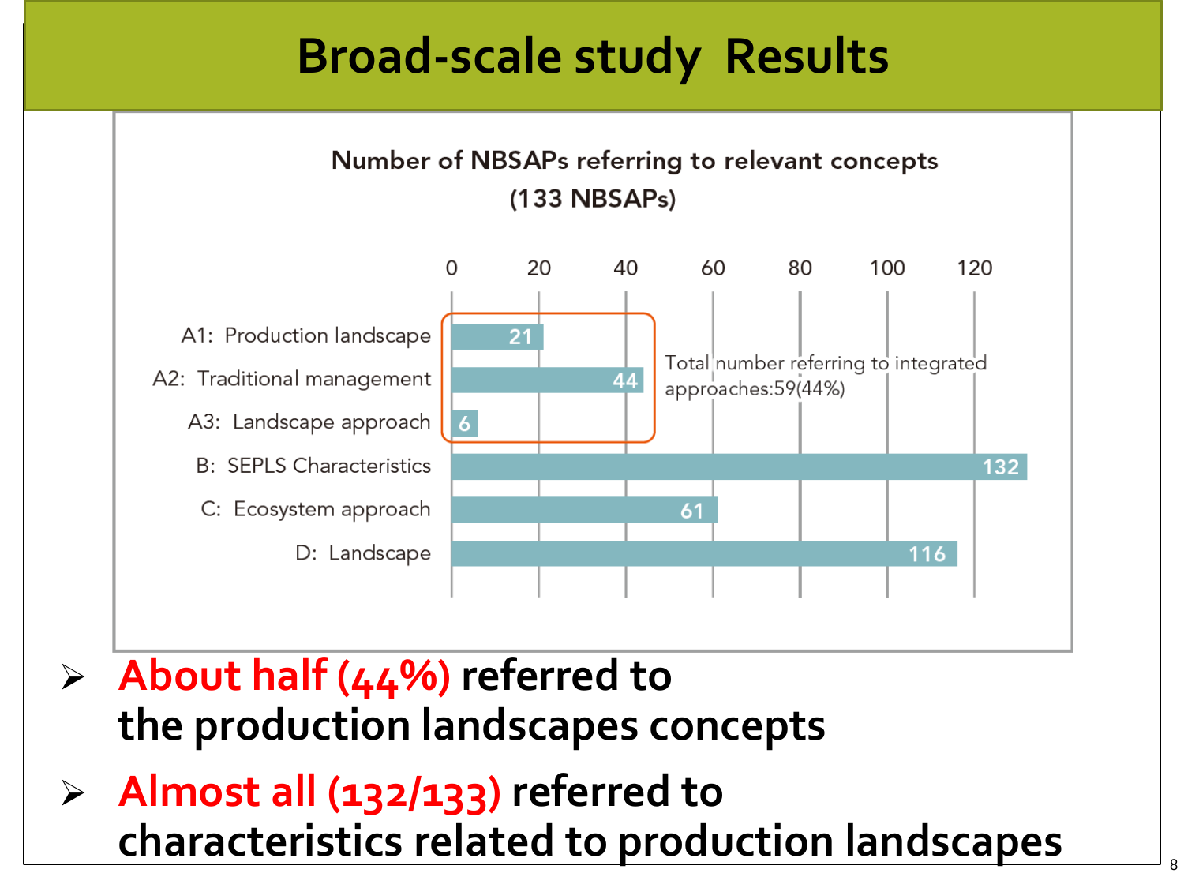# Broad-scale study Results

**Number of NBSAPs referring to relevant concepts (133 NBSAPs)**

| Concept | Number of NBSAPs |
| --- | --- |
| A1: Production landscape | 21 |
| A2: Traditional management | 44 |
| A3: Landscape approach | 6 |
| B: SEPLS Characteristics | 132 |
| C: Ecosystem approach | 61 |
| D: Landscape | 116 |

Total number referring to integrated approaches:59(44%)

- **About half (44%) referred to the production landscapes concepts**
- **Almost all (132/133) referred to characteristics related to production landscapes**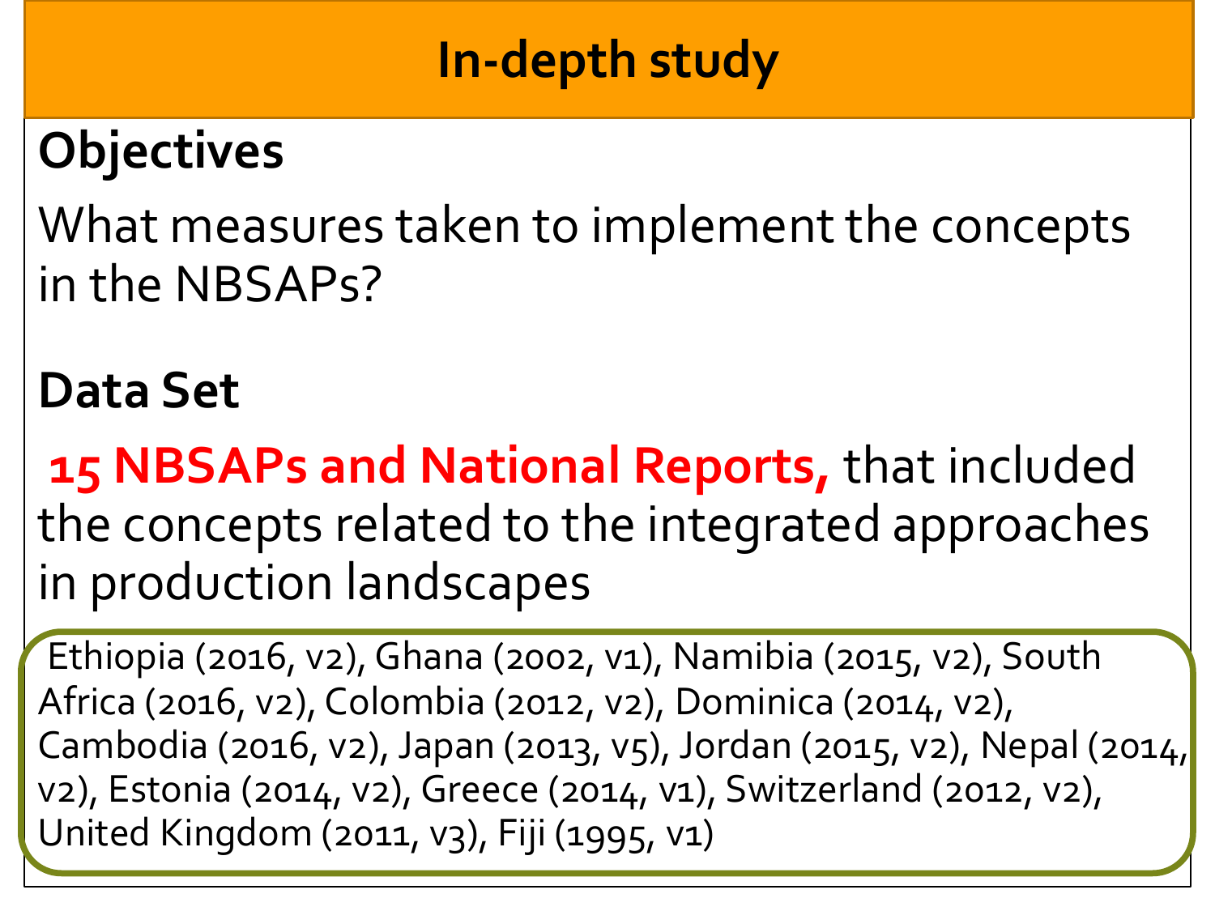# In-depth study

## Objectives

What measures taken to implement the concepts in the NBSAPs?

## Data Set

**15 NBSAPs and National Reports,** that included the concepts related to the integrated approaches in production landscapes

Ethiopia (2016, v2), Ghana (2002, v1), Namibia (2015, v2), South Africa (2016, v2), Colombia (2012, v2), Dominica (2014, v2), Cambodia (2016, v2), Japan (2013, v5), Jordan (2015, v2), Nepal (2014, v2), Estonia (2014, v2), Greece (2014, v1), Switzerland (2012, v2), United Kingdom (2011, v3), Fiji (1995, v1)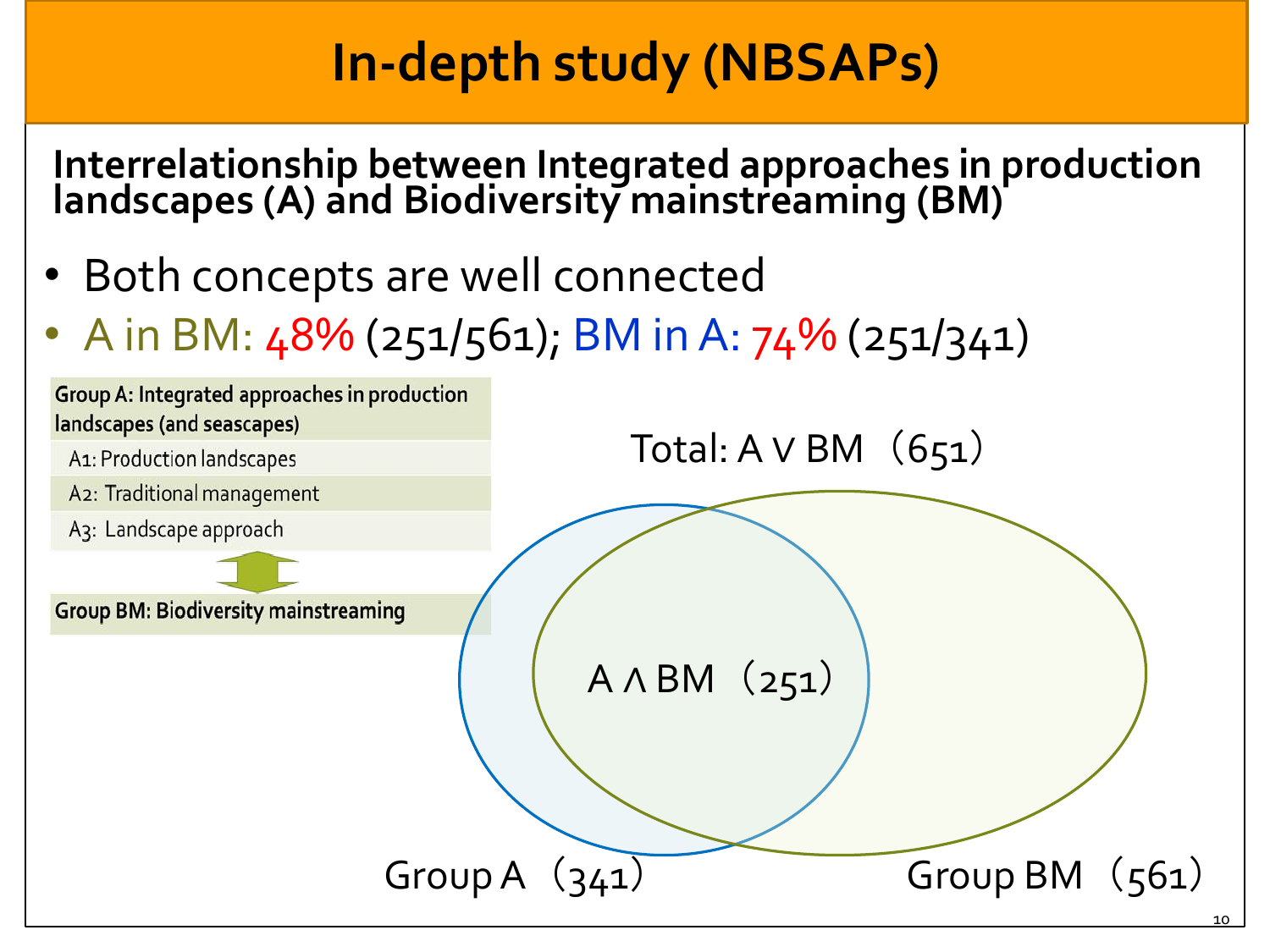# In-depth study (NBSAPs)

**Interrelationship between Integrated approaches in production landscapes (A) and Biodiversity mainstreaming (BM)**

- Both concepts are well connected
- A in BM: 48% (251/561); BM in A: 74% (251/341)

| Group A: Integrated approaches in production landscapes (and seascapes) |
|---|
| A1: Production landscapes |
| A2: Traditional management |
| A3: Landscape approach |

↕

| Group BM: Biodiversity mainstreaming |
|---|

Total: $A \vee BM$ (651)

$A \wedge BM$ (251)

Group A (341)

Group BM (561)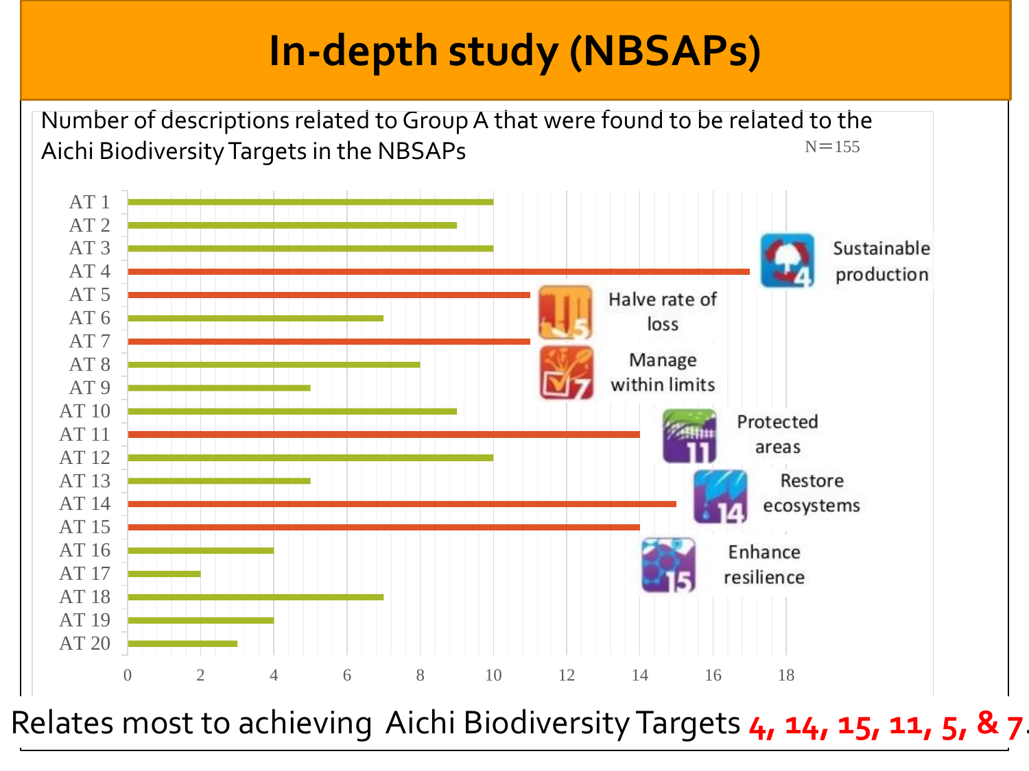# In-depth study (NBSAPs)

Number of descriptions related to Group A that were found to be related to the Aichi Biodiversity Targets in the NBSAPs

N=155

| Target | Count |
|---|---|
| AT 1 | 10 |
| AT 2 | 9 |
| AT 3 | 10 |
| AT 4 | 17 |
| AT 5 | 11 |
| AT 6 | 7 |
| AT 7 | 11 |
| AT 8 | 8 |
| AT 9 | 5 |
| AT 10 | 9 |
| AT 11 | 14 |
| AT 12 | 10 |
| AT 13 | 5 |
| AT 14 | 15 |
| AT 15 | 14 |
| AT 16 | 4 |
| AT 17 | 2 |
| AT 18 | 7 |
| AT 19 | 4 |
| AT 20 | 3 |

4 Sustainable production

5 Halve rate of loss

7 Manage within limits

11 Protected areas

14 Restore ecosystems

15 Enhance resilience

Relates most to achieving Aichi Biodiversity Targets **4, 14, 15, 11, 5, & 7**.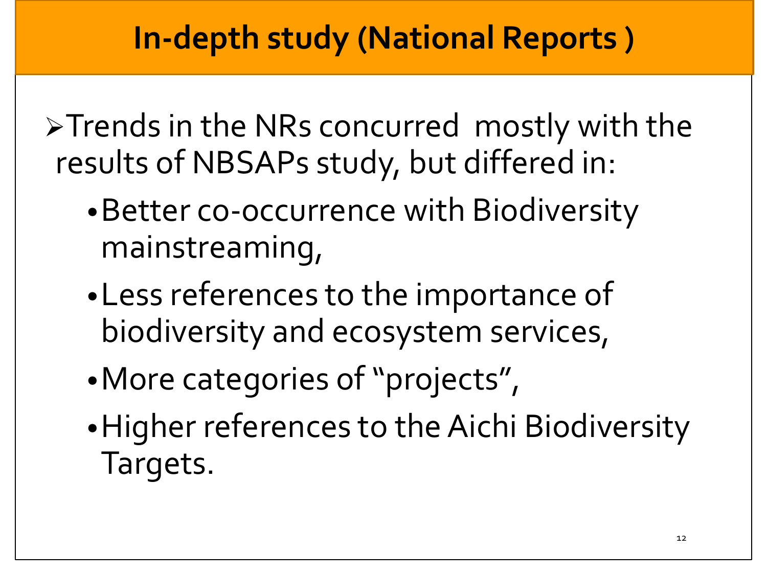# In-depth study (National Reports )

- Trends in the NRs concurred mostly with the results of NBSAPs study, but differed in:
  - Better co-occurrence with Biodiversity mainstreaming,
  - Less references to the importance of biodiversity and ecosystem services,
  - More categories of “projects”,
  - Higher references to the Aichi Biodiversity Targets.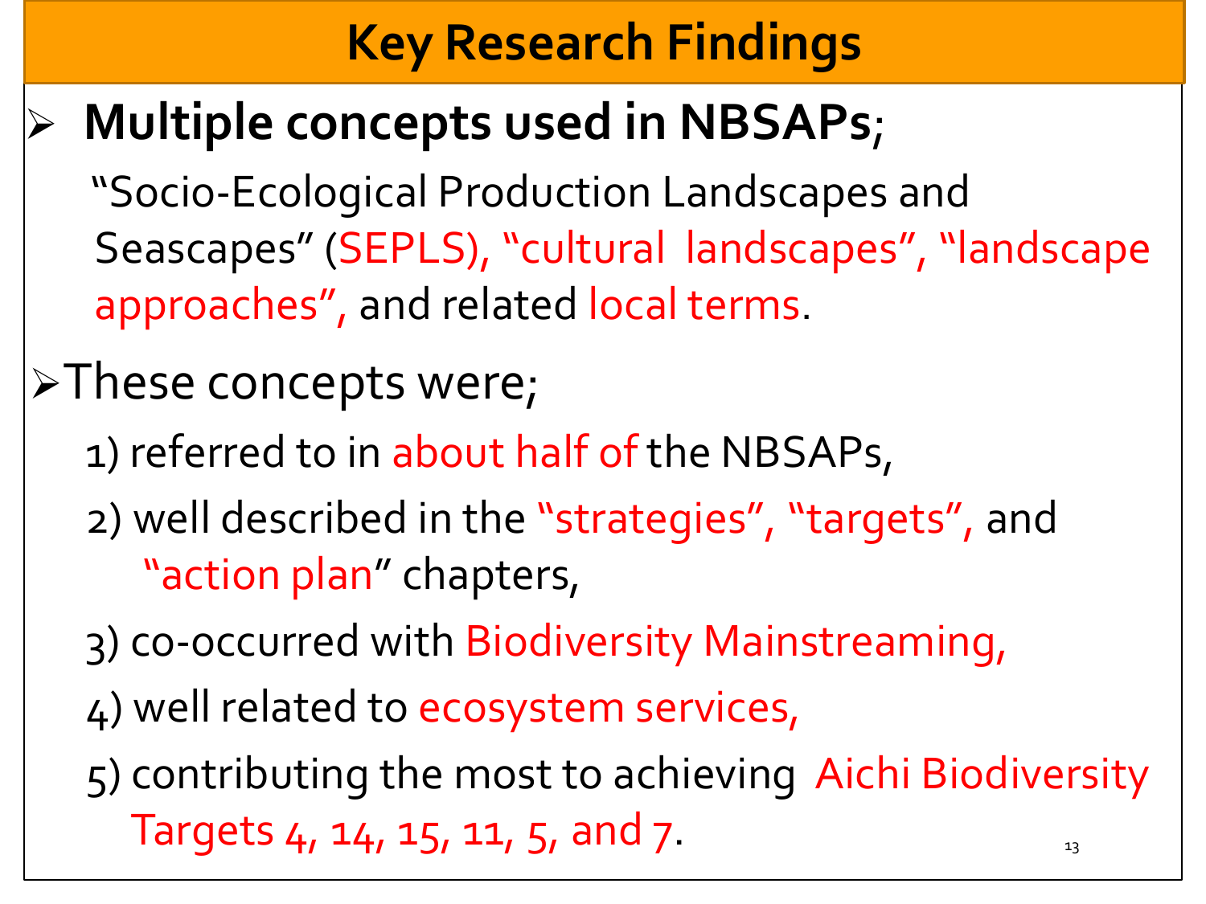# Key Research Findings

- **Multiple concepts used in NBSAPs**;

  "Socio-Ecological Production Landscapes and Seascapes" (SEPLS), "cultural landscapes", "landscape approaches", and related local terms.

- These concepts were;

  1) referred to in about half of the NBSAPs,
  2) well described in the "strategies", "targets", and "action plan" chapters,
  3) co-occurred with Biodiversity Mainstreaming,
  4) well related to ecosystem services,
  5) contributing the most to achieving Aichi Biodiversity Targets 4, 14, 15, 11, 5, and 7.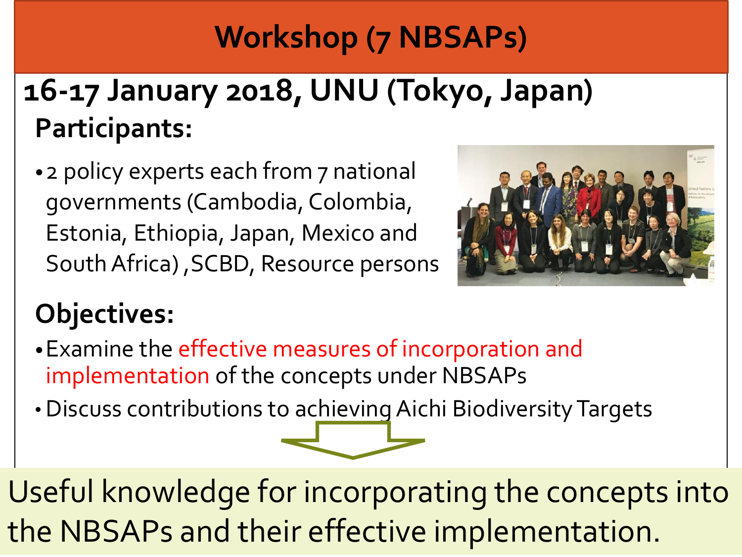# Workshop (7 NBSAPs)

## 16-17 January 2018, UNU (Tokyo, Japan)

### Participants:

- 2 policy experts each from 7 national governments (Cambodia, Colombia, Estonia, Ethiopia, Japan, Mexico and South Africa) ,SCBD, Resource persons

### Objectives:

- Examine the effective measures of incorporation and implementation of the concepts under NBSAPs
- Discuss contributions to achieving Aichi Biodiversity Targets

Useful knowledge for incorporating the concepts into the NBSAPs and their effective implementation.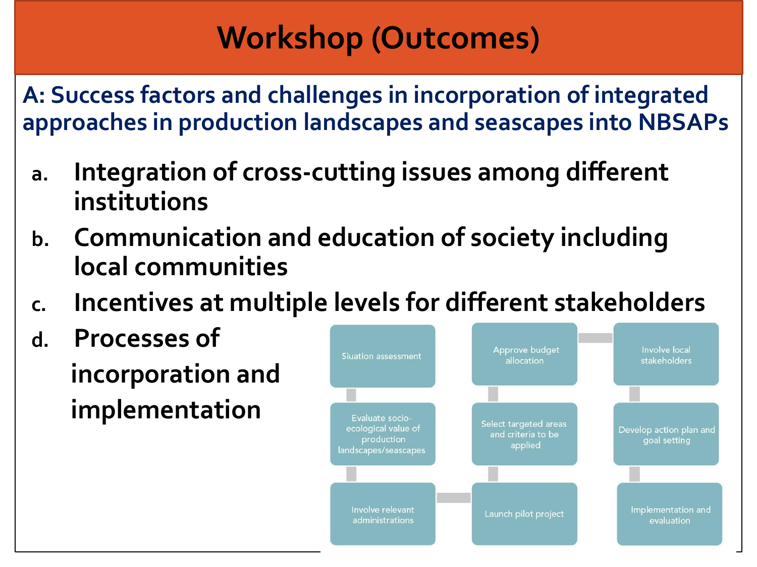# Workshop (Outcomes)

## A: Success factors and challenges in incorporation of integrated approaches in production landscapes and seascapes into NBSAPs

a. **Integration of cross-cutting issues among different institutions**

b. **Communication and education of society including local communities**

c. **Incentives at multiple levels for different stakeholders**

d. **Processes of incorporation and implementation**

Siuation assessment

Evaluate socio-ecological value of production landscapes/seascapes

Involve relevant administrations

Launch pilot project

Select targeted areas and criteria to be applied

Approve budget allocation

Involve local stakeholders

Develop action plan and goal setting

Implementation and evaluation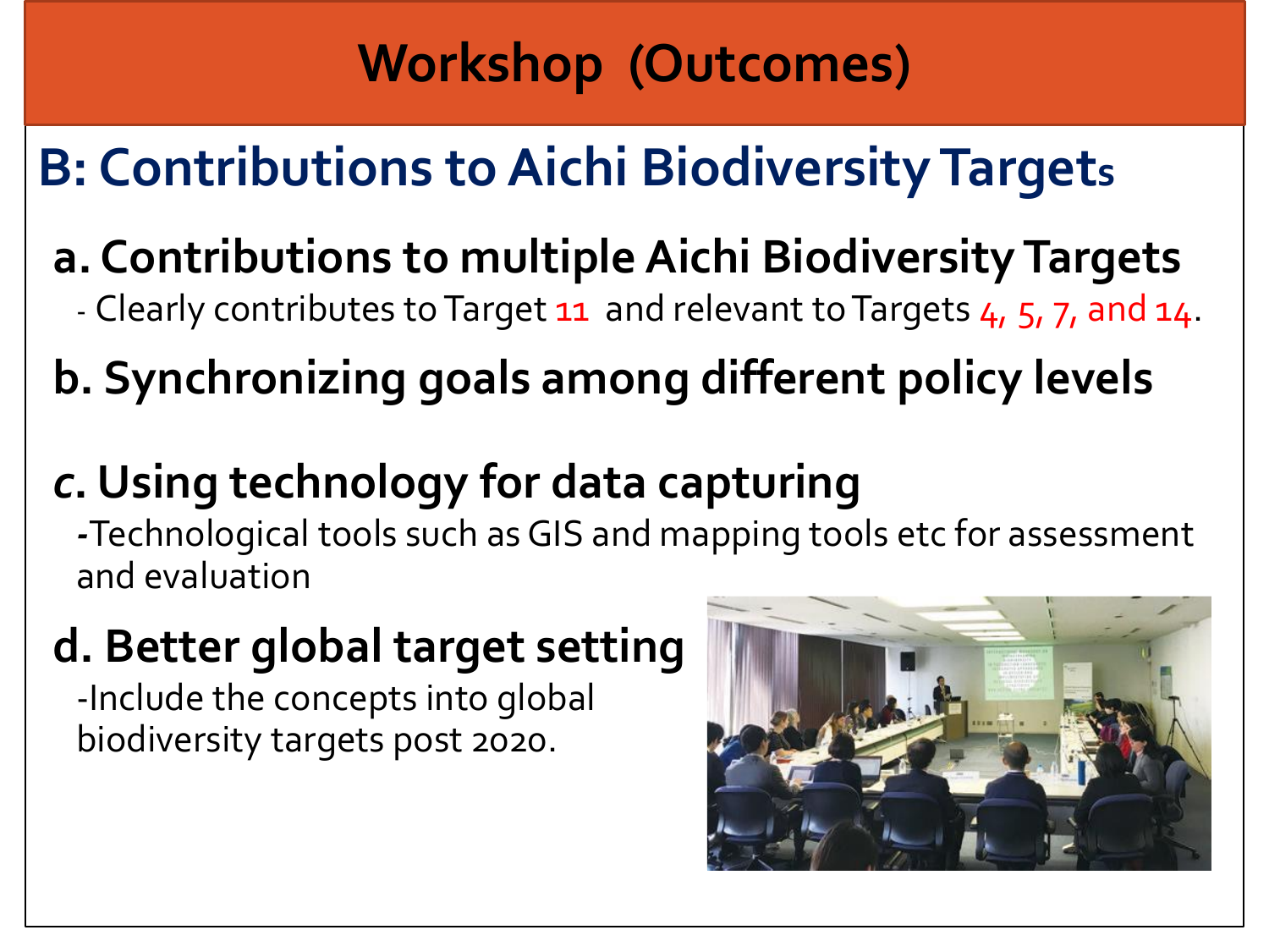# Workshop (Outcomes)

## B: Contributions to Aichi Biodiversity Targets

### a. Contributions to multiple Aichi Biodiversity Targets

- Clearly contributes to Target 11 and relevant to Targets 4, 5, 7, and 14.

### b. Synchronizing goals among different policy levels

### *c*. Using technology for data capturing

**-**Technological tools such as GIS and mapping tools etc for assessment and evaluation

### d. Better global target setting

-Include the concepts into global biodiversity targets post 2020.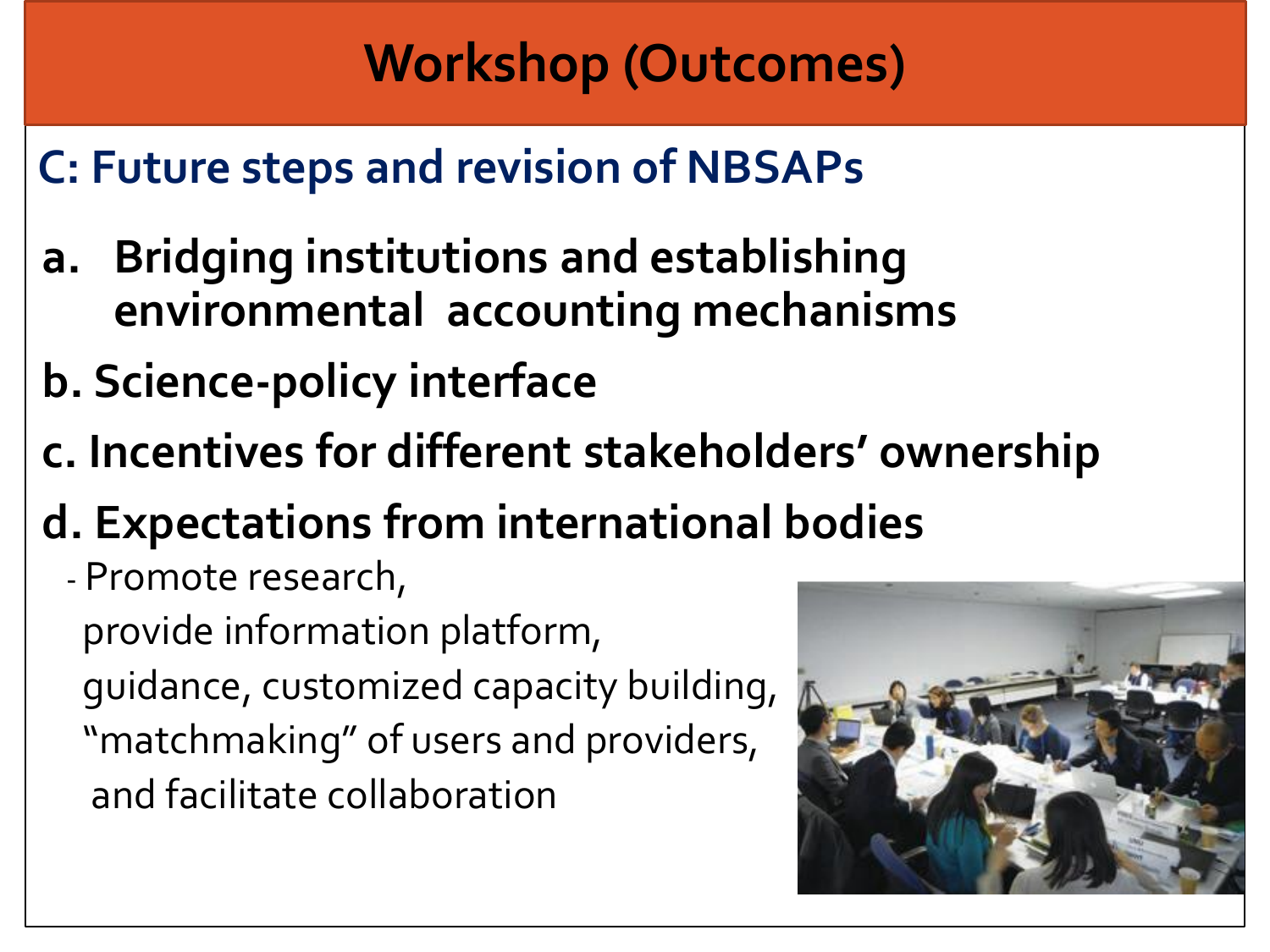# Workshop (Outcomes)

## C: Future steps and revision of NBSAPs

a. **Bridging institutions and establishing environmental accounting mechanisms**

b. **Science-policy interface**

c. **Incentives for different stakeholders' ownership**

d. **Expectations from international bodies**

- Promote research, provide information platform, guidance, customized capacity building, "matchmaking" of users and providers, and facilitate collaboration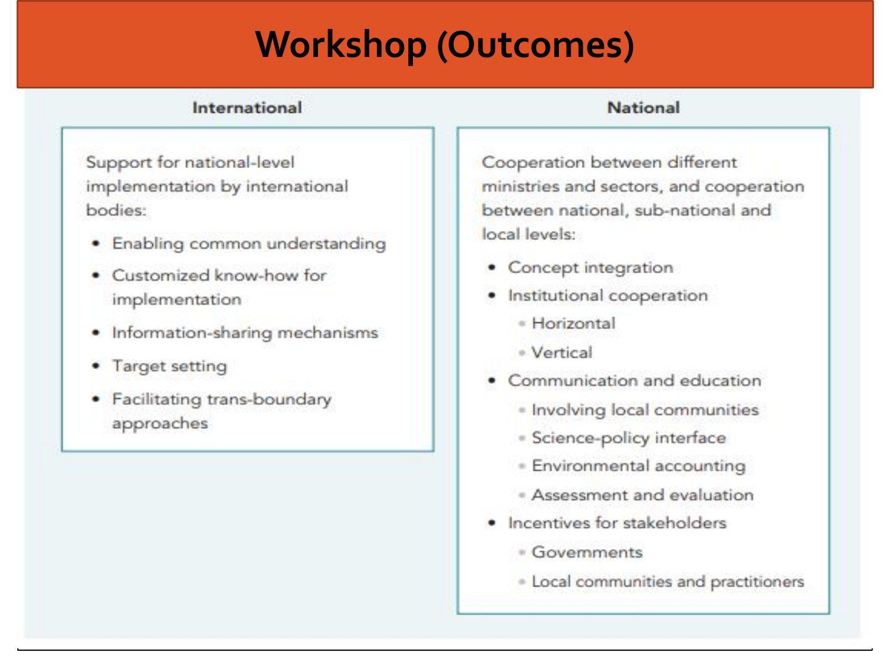# Workshop (Outcomes)

### International

Support for national-level implementation by international bodies:

- Enabling common understanding
- Customized know-how for implementation
- Information-sharing mechanisms
- Target setting
- Facilitating trans-boundary approaches

### National

Cooperation between different ministries and sectors, and cooperation between national, sub-national and local levels:

- Concept integration
- Institutional cooperation
  - Horizontal
  - Vertical
- Communication and education
  - Involving local communities
  - Science-policy interface
  - Environmental accounting
  - Assessment and evaluation
- Incentives for stakeholders
  - Governments
  - Local communities and practitioners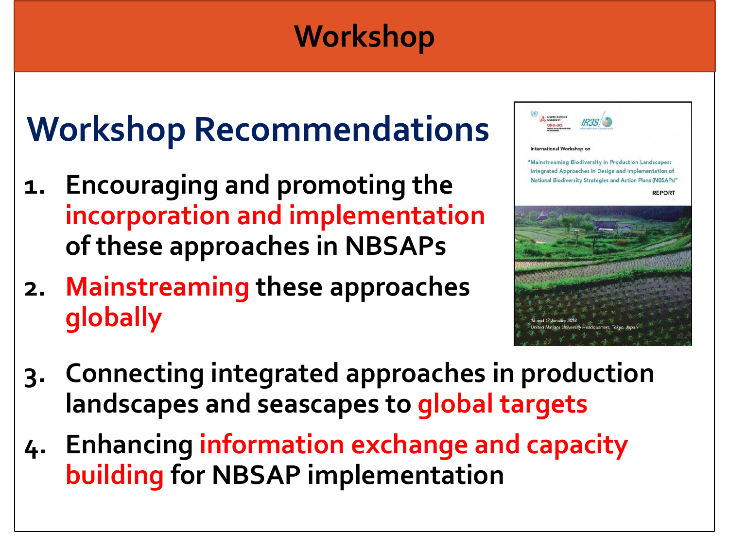# Workshop

## Workshop Recommendations

1. **Encouraging and promoting the incorporation and implementation of these approaches in NBSAPs**
2. **Mainstreaming these approaches globally**
3. **Connecting integrated approaches in production landscapes and seascapes to global targets**
4. **Enhancing information exchange and capacity building for NBSAP implementation**

International Workshop on

"Mainstreaming Biodiversity in Production Landscapes: Integrated Approaches in Design and Implementation of National Biodiversity Strategies and Action Plans (NBSAPs)"

REPORT

16 and 17 January 2018
United Nations University Headquarters, Tokyo, Japan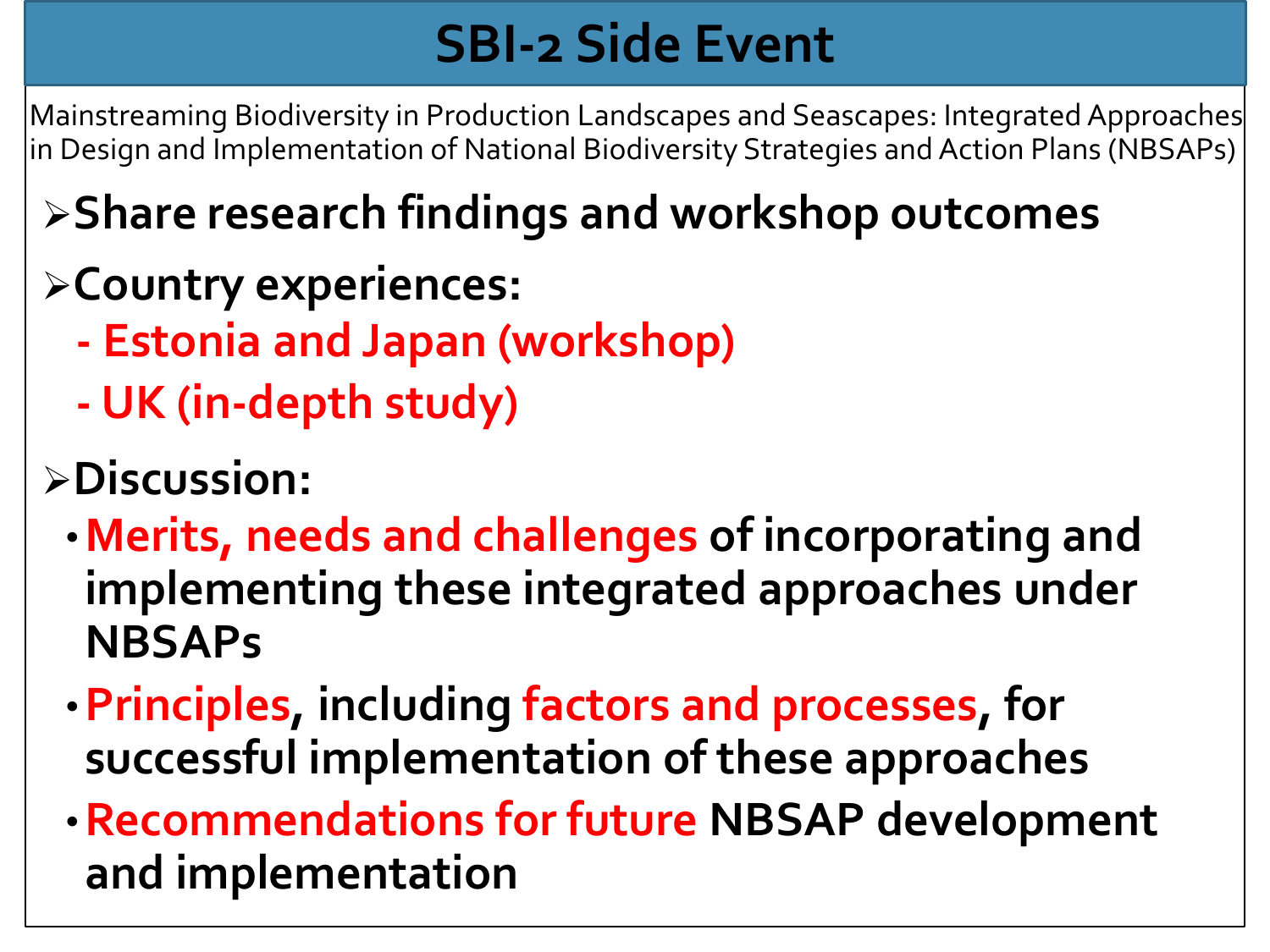# SBI-2 Side Event

Mainstreaming Biodiversity in Production Landscapes and Seascapes: Integrated Approaches in Design and Implementation of National Biodiversity Strategies and Action Plans (NBSAPs)

- **Share research findings and workshop outcomes**
- **Country experiences:**
  - **- Estonia and Japan (workshop)**
  - **- UK (in-depth study)**
- **Discussion:**
  - **Merits, needs and challenges of incorporating and implementing these integrated approaches under NBSAPs**
  - **Principles, including factors and processes, for successful implementation of these approaches**
  - **Recommendations for future NBSAP development and implementation**